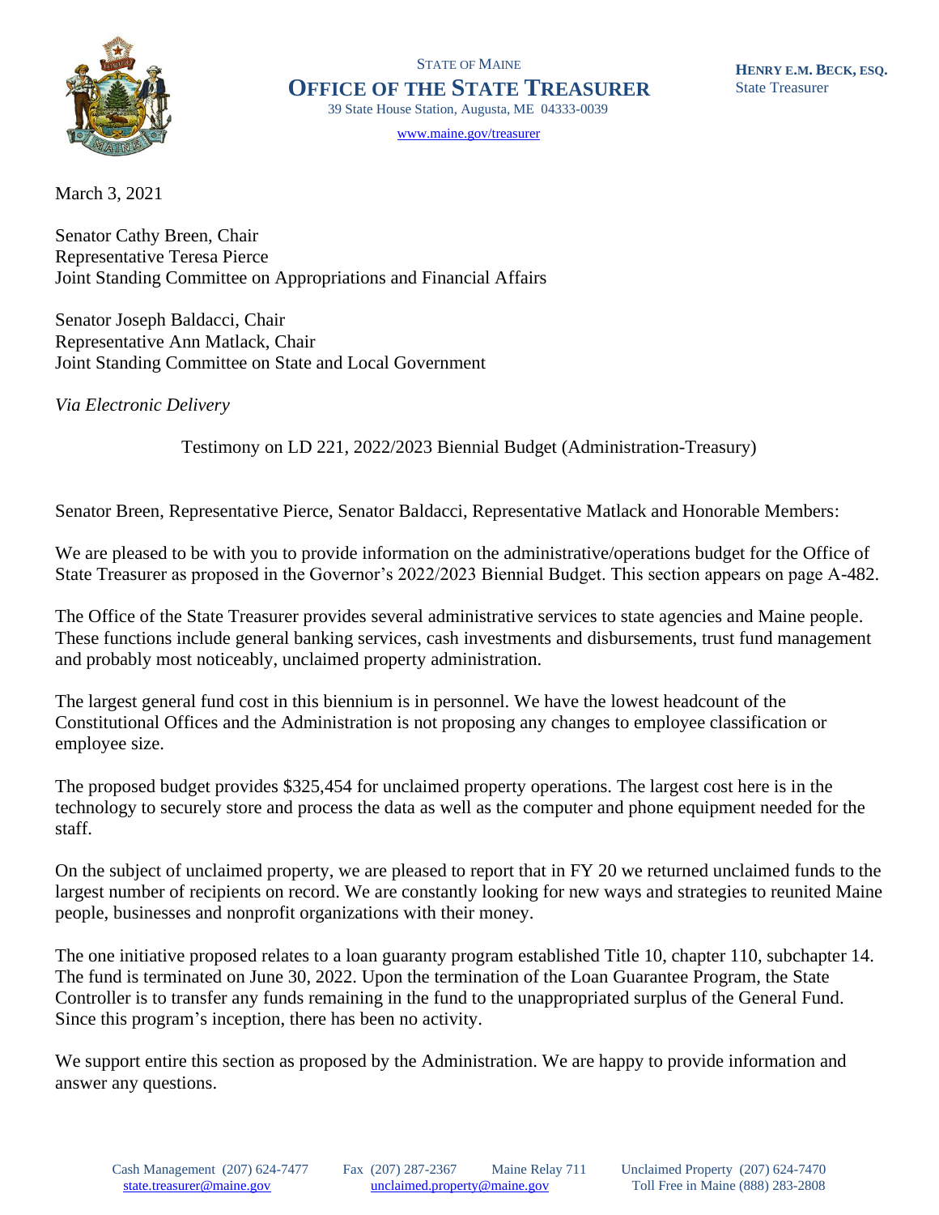STATE OF MAINE

# OFFICE OF THE STATE TREASURER

39 State House Station, Augusta, ME 04333-0039

www.maine.gov/treasurer

**HENRY E.M. BECK, ESQ.**
State Treasurer

March 3, 2021

Senator Cathy Breen, Chair
Representative Teresa Pierce
Joint Standing Committee on Appropriations and Financial Affairs

Senator Joseph Baldacci, Chair
Representative Ann Matlack, Chair
Joint Standing Committee on State and Local Government

*Via Electronic Delivery*

Testimony on LD 221, 2022/2023 Biennial Budget (Administration-Treasury)

Senator Breen, Representative Pierce, Senator Baldacci, Representative Matlack and Honorable Members:

We are pleased to be with you to provide information on the administrative/operations budget for the Office of State Treasurer as proposed in the Governor's 2022/2023 Biennial Budget. This section appears on page A-482.

The Office of the State Treasurer provides several administrative services to state agencies and Maine people. These functions include general banking services, cash investments and disbursements, trust fund management and probably most noticeably, unclaimed property administration.

The largest general fund cost in this biennium is in personnel. We have the lowest headcount of the Constitutional Offices and the Administration is not proposing any changes to employee classification or employee size.

The proposed budget provides $325,454 for unclaimed property operations. The largest cost here is in the technology to securely store and process the data as well as the computer and phone equipment needed for the staff.

On the subject of unclaimed property, we are pleased to report that in FY 20 we returned unclaimed funds to the largest number of recipients on record. We are constantly looking for new ways and strategies to reunited Maine people, businesses and nonprofit organizations with their money.

The one initiative proposed relates to a loan guaranty program established Title 10, chapter 110, subchapter 14. The fund is terminated on June 30, 2022. Upon the termination of the Loan Guarantee Program, the State Controller is to transfer any funds remaining in the fund to the unappropriated surplus of the General Fund. Since this program's inception, there has been no activity.

We support entire this section as proposed by the Administration. We are happy to provide information and answer any questions.

Cash Management (207) 624-7477 state.treasurer@maine.gov | Fax (207) 287-2367 unclaimed.property@maine.gov | Maine Relay 711 | Unclaimed Property (207) 624-7470 Toll Free in Maine (888) 283-2808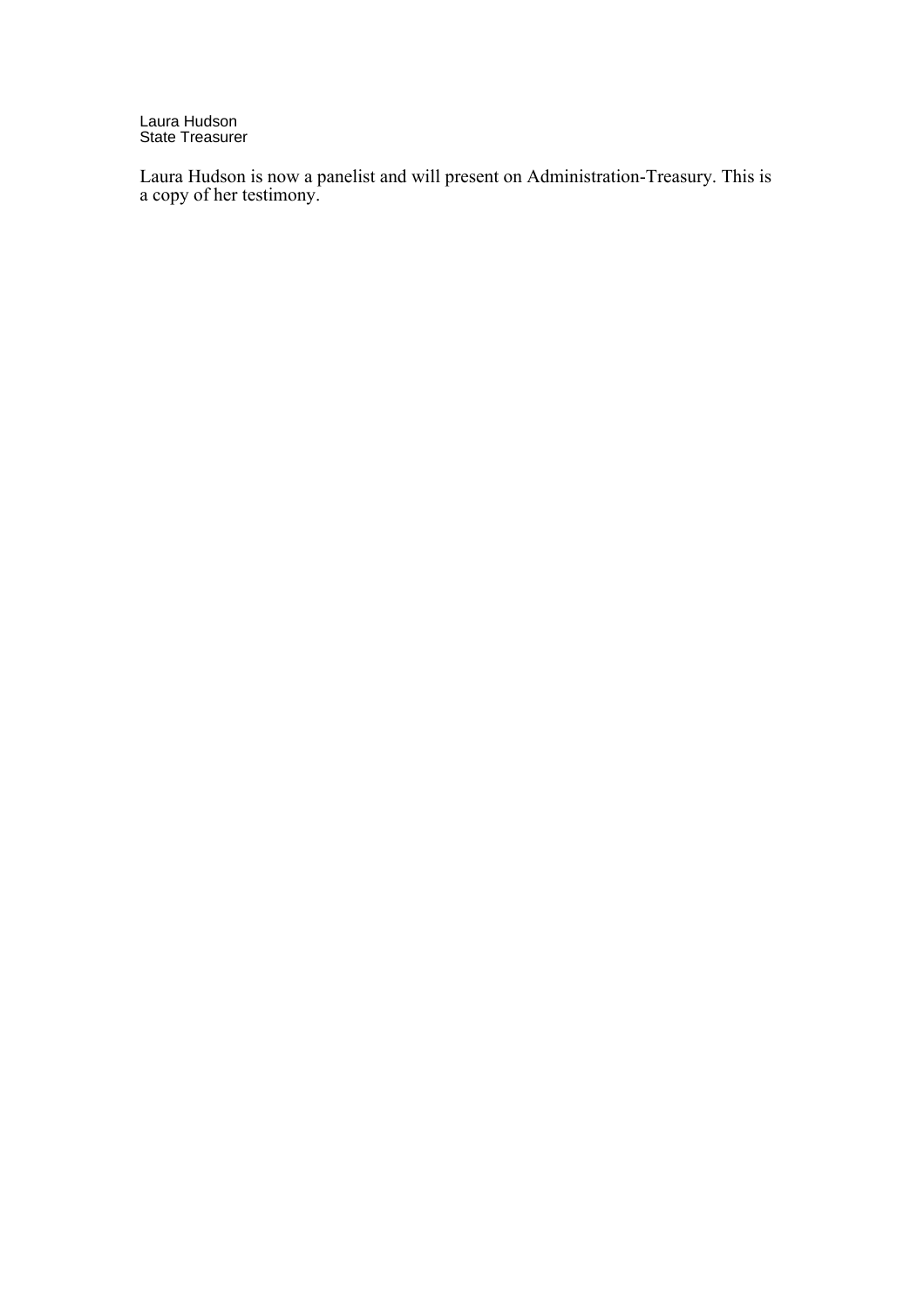Laura Hudson
State Treasurer

Laura Hudson is now a panelist and will present on Administration-Treasury. This is a copy of her testimony.